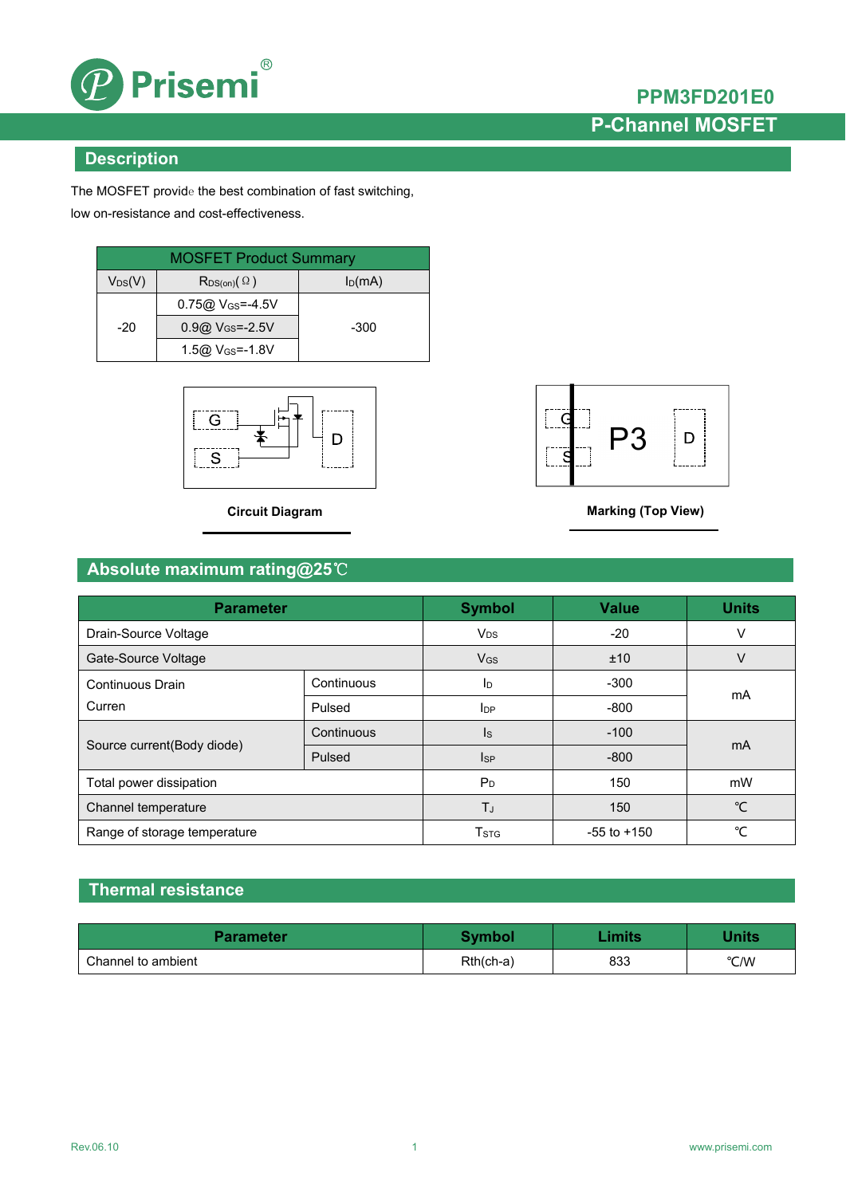# PPM3FD201E0

## P-Channel MOSFET

## Description

The MOSFET provide the best combination of fast switching, low on-resistance and cost-effectiveness.

| MOSFET Product Summary | | |
|---|---|---|
| $V_{DS}$(V) | $R_{DS(on)}$(Ω) | $I_D$(mA) |
| -20 | 0.75@ $V_{GS}$=-4.5V | -300 |
| | 0.9@ $V_{GS}$=-2.5V | |
| | 1.5@ $V_{GS}$=-1.8V | |

G
S
D

**Circuit Diagram**

G
S
P3
D

**Marking (Top View)**

## Absolute maximum rating@25℃

| Parameter | | Symbol | Value | Units |
|---|---|---|---|---|
| Drain-Source Voltage | | $V_{DS}$ | -20 | V |
| Gate-Source Voltage | | $V_{GS}$ | ±10 | V |
| Continuous Drain Curren | Continuous | $I_D$ | -300 | mA |
| | Pulsed | $I_{DP}$ | -800 | |
| Source current(Body diode) | Continuous | $I_S$ | -100 | mA |
| | Pulsed | $I_{SP}$ | -800 | |
| Total power dissipation | | $P_D$ | 150 | mW |
| Channel temperature | | $T_J$ | 150 | ℃ |
| Range of storage temperature | | $T_{STG}$ | -55 to +150 | ℃ |

## Thermal resistance

| Parameter | Symbol | Limits | Units |
|---|---|---|---|
| Channel to ambient | Rth(ch-a) | 833 | ℃/W |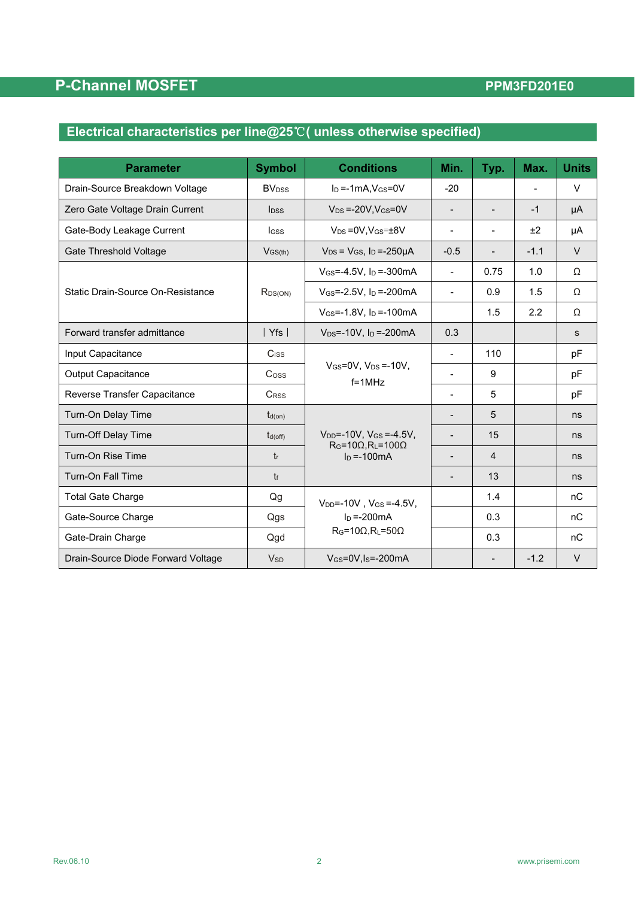## Electrical characteristics per line@25℃( unless otherwise specified)

| Parameter | Symbol | Conditions | Min. | Typ. | Max. | Units |
|---|---|---|---|---|---|---|
| Drain-Source Breakdown Voltage | $BV_{DSS}$ | $I_D$ =-1mA,$V_{GS}$=0V | -20 | | - | V |
| Zero Gate Voltage Drain Current | $I_{DSS}$ | $V_{DS}$ =-20V,$V_{GS}$=0V | - | - | -1 | μA |
| Gate-Body Leakage Current | $I_{GSS}$ | $V_{DS}$ =0V,$V_{GS}$=±8V | - | - | ±2 | μA |
| Gate Threshold Voltage | $V_{GS(th)}$ | $V_{DS}$ = $V_{GS}$, $I_D$ =-250μA | -0.5 | - | -1.1 | V |
| Static Drain-Source On-Resistance | $R_{DS(ON)}$ | $V_{GS}$=-4.5V, $I_D$ =-300mA | - | 0.75 | 1.0 | Ω |
| | | $V_{GS}$=-2.5V, $I_D$ =-200mA | - | 0.9 | 1.5 | Ω |
| | | $V_{GS}$=-1.8V, $I_D$ =-100mA | | 1.5 | 2.2 | Ω |
| Forward transfer admittance | ∣Yfs∣ | $V_{DS}$=-10V, $I_D$ =-200mA | 0.3 | | | s |
| Input Capacitance | $C_{ISS}$ | $V_{GS}$=0V, $V_{DS}$ =-10V, f=1MHz | - | 110 | | pF |
| Output Capacitance | $C_{OSS}$ | | - | 9 | | pF |
| Reverse Transfer Capacitance | $C_{RSS}$ | | - | 5 | | pF |
| Turn-On Delay Time | $t_{d(on)}$ | $V_{DD}$=-10V, $V_{GS}$ =-4.5V, $R_G$=10Ω,$R_L$=100Ω $I_D$ =-100mA | - | 5 | | ns |
| Turn-Off Delay Time | $t_{d(off)}$ | | - | 15 | | ns |
| Turn-On Rise Time | $t_r$ | | - | 4 | | ns |
| Turn-On Fall Time | $t_f$ | | - | 13 | | ns |
| Total Gate Charge | Qg | $V_{DD}$=-10V , $V_{GS}$ =-4.5V, $I_D$ =-200mA $R_G$=10Ω,$R_L$=50Ω | | 1.4 | | nC |
| Gate-Source Charge | Qgs | | | 0.3 | | nC |
| Gate-Drain Charge | Qgd | | | 0.3 | | nC |
| Drain-Source Diode Forward Voltage | $V_{SD}$ | $V_{GS}$=0V,$I_S$=-200mA | | - | -1.2 | V |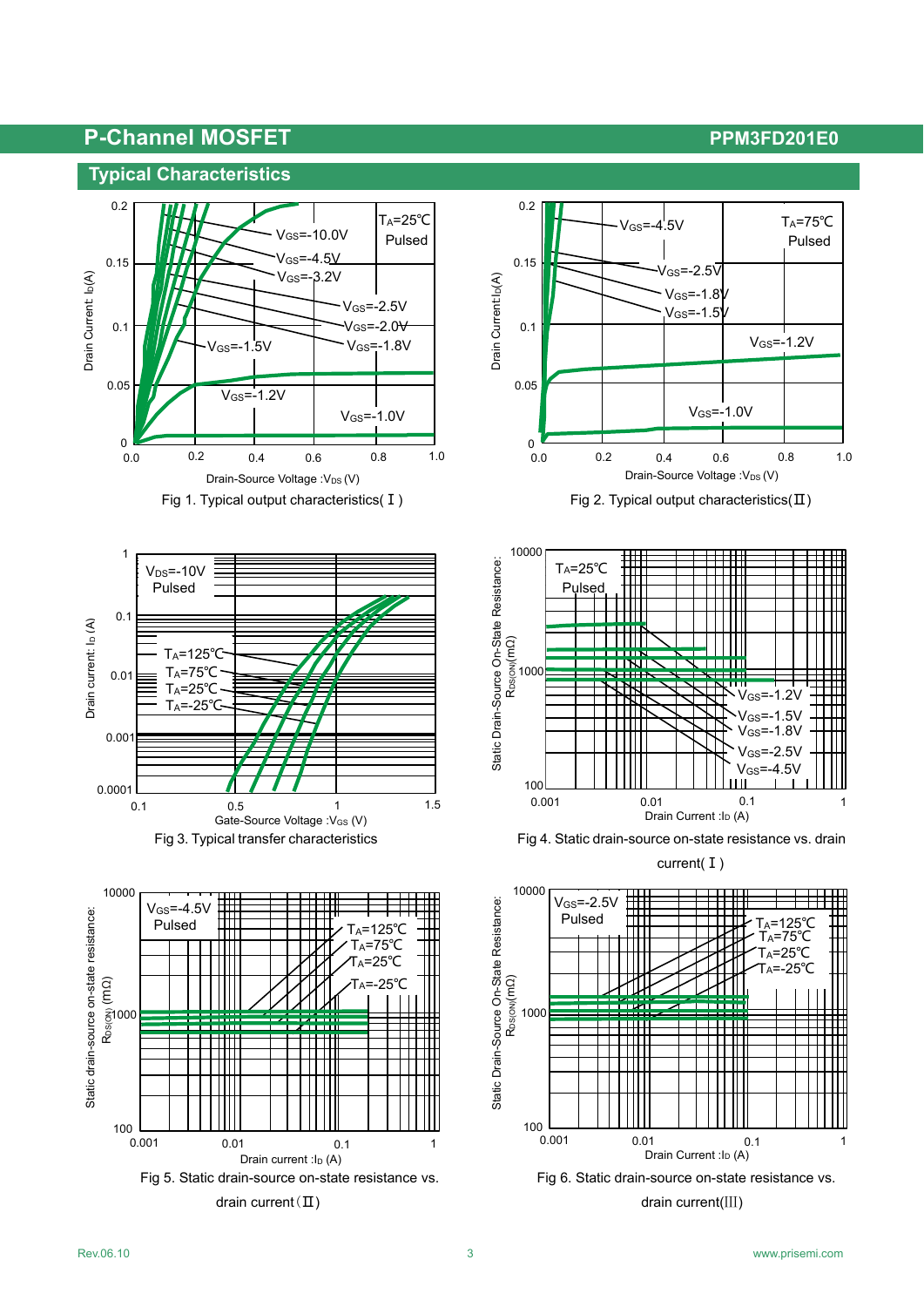## P-Channel MOSFET — PPM3FD201E0

### Typical Characteristics

T_A=25℃
Pulsed
V_GS=-10.0V
V_GS=-4.5V
V_GS=-3.2V
V_GS=-2.5V
V_GS=-2.0V
V_GS=-1.8V
V_GS=-1.5V
V_GS=-1.2V
V_GS=-1.0V
Drain Current: $I_D$(A)
0 0.05 0.1 0.15 0.2
Drain-Source Voltage : $V_{DS}$ (V)
0.0 0.2 0.4 0.6 0.8 1.0

Fig 1. Typical output characteristics( Ⅰ )

T_A=75℃
Pulsed
V_GS=-4.5V
V_GS=-2.5V
V_GS=-1.8V
V_GS=-1.5V
V_GS=-1.2V
V_GS=-1.0V
Drain Current: $I_D$(A)
0 0.05 0.1 0.15 0.2
Drain-Source Voltage : $V_{DS}$ (V)
0.0 0.2 0.4 0.6 0.8 1.0

Fig 2. Typical output characteristics(Ⅱ)

V_DS=-10V
Pulsed
T_A=125℃
T_A=75℃
T_A=25℃
T_A=-25℃
Drain current: $I_D$ (A)
0.0001 0.001 0.01 0.1 1
Gate-Source Voltage : $V_{GS}$ (V)
0.1 0.5 1 1.5

Fig 3. Typical transfer characteristics

T_A=25℃
Pulsed
V_GS=-1.2V
V_GS=-1.5V
V_GS=-1.8V
V_GS=-2.5V
V_GS=-4.5V
Static Drain-Source On-State Resistance: $R_{DS(ON)}$(mΩ)
100 1000 10000
Drain Current : $I_D$ (A)
0.001 0.01 0.1 1

Fig 4. Static drain-source on-state resistance vs. drain current( Ⅰ )

V_GS=-4.5V
Pulsed
T_A=125℃
T_A=75℃
T_A=25℃
T_A=-25℃
Static drain-source on-state resistance: $R_{DS(ON)}$ (mΩ)
100 1000 10000
Drain current : $I_D$ (A)
0.001 0.01 0.1 1

Fig 5. Static drain-source on-state resistance vs. drain current（Ⅱ）

V_GS=-2.5V
Pulsed
T_A=125℃
T_A=75℃
T_A=25℃
T_A=-25℃
Static Drain-Source On-State Resistance: $R_{DS(ON)}$(mΩ)
100 1000 10000
Drain Current : $I_D$ (A)
0.001 0.01 0.1 1

Fig 6. Static drain-source on-state resistance vs. drain current(Ⅲ)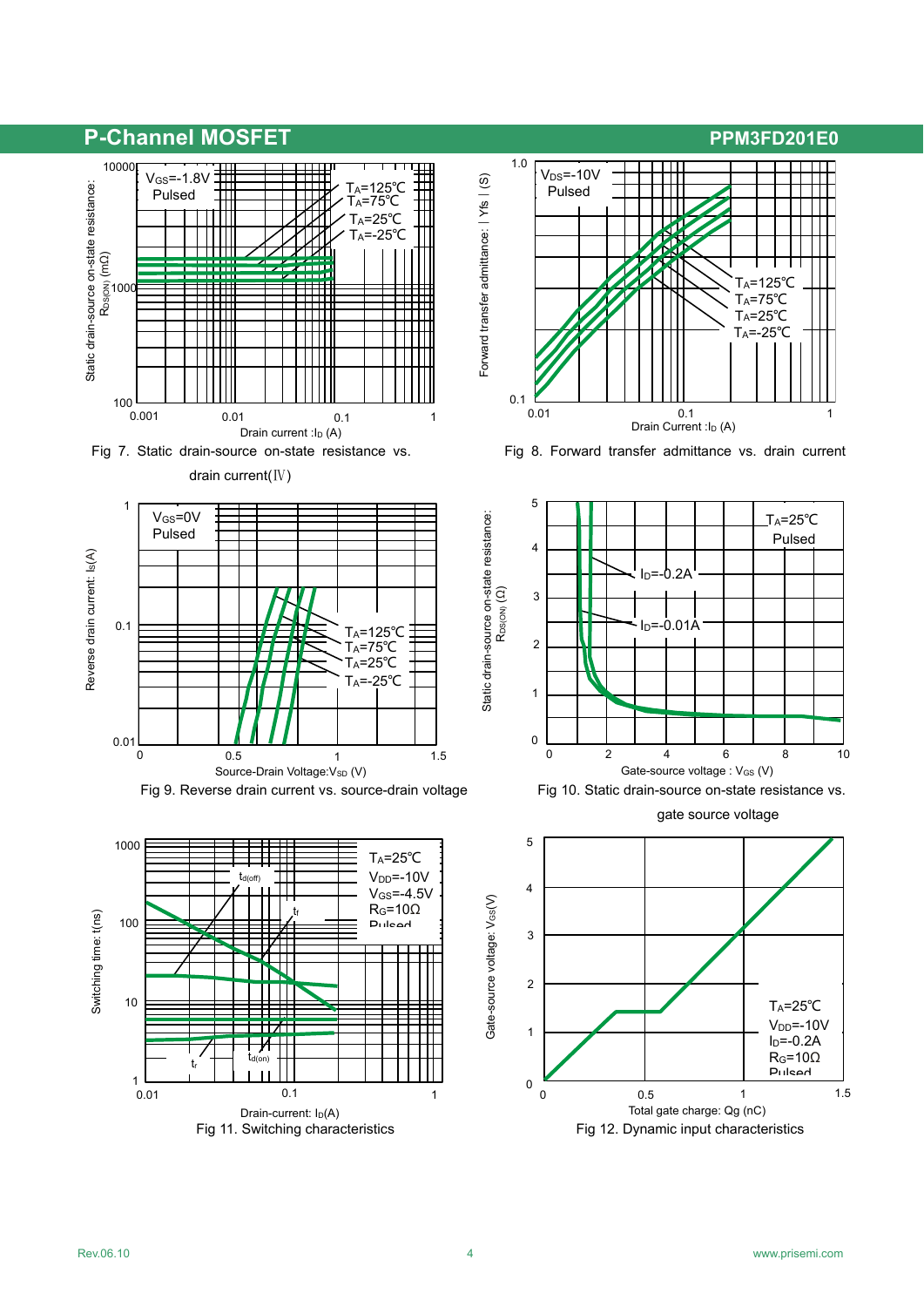## P-Channel MOSFET

**PPM3FD201E0**

$V_{GS}$=-1.8V
Pulsed

$T_A$=125℃
$T_A$=75℃
$T_A$=25℃
$T_A$=-25℃

Static drain-source on-state resistance: $R_{DS(ON)}$ (mΩ)

10000
1000
100

0.001 0.01 0.1 1

Drain current : $I_D$ (A)

Fig 7. Static drain-source on-state resistance vs. drain current(Ⅳ)

$V_{DS}$=-10V
Pulsed

$T_A$=125℃
$T_A$=75℃
$T_A$=25℃
$T_A$=-25℃

Forward transfer admittance: | Yfs | (S)

1.0
0.1

0.01 0.1 1

Drain Current : $I_D$ (A)

Fig 8. Forward transfer admittance vs. drain current

$V_{GS}$=0V
Pulsed

$T_A$=125℃
$T_A$=75℃
$T_A$=25℃
$T_A$=-25℃

Reverse drain current: $I_S$(A)

1
0.1
0.01

0 0.5 1 1.5

Source-Drain Voltage: $V_{SD}$ (V)

Fig 9. Reverse drain current vs. source-drain voltage

$T_A$=25℃
Pulsed

$I_D$=-0.2A
$I_D$=-0.01A

Static drain-source on-state resistance: $R_{DS(ON)}$ (Ω)

5 4 3 2 1 0

0 2 4 6 8 10

Gate-source voltage : $V_{GS}$ (V)

Fig 10. Static drain-source on-state resistance vs. gate source voltage

$T_A$=25℃
$V_{DD}$=-10V
$V_{GS}$=-4.5V
$R_G$=10Ω
Pulsed

$t_{d(off)}$
$t_f$
$t_r$
$t_{d(on)}$

Switching time: t(ns)

1000
100
10
1

0.01 0.1 1

Drain-current: $I_D$(A)

Fig 11. Switching characteristics

$T_A$=25℃
$V_{DD}$=-10V
$I_D$=-0.2A
$R_G$=10Ω
Pulsed

Gate-source voltage: $V_{GS}$(V)

5 4 3 2 1 0

0 0.5 1 1.5

Total gate charge: Qg (nC)

Fig 12. Dynamic input characteristics

Rev.06.10

www.prisemi.com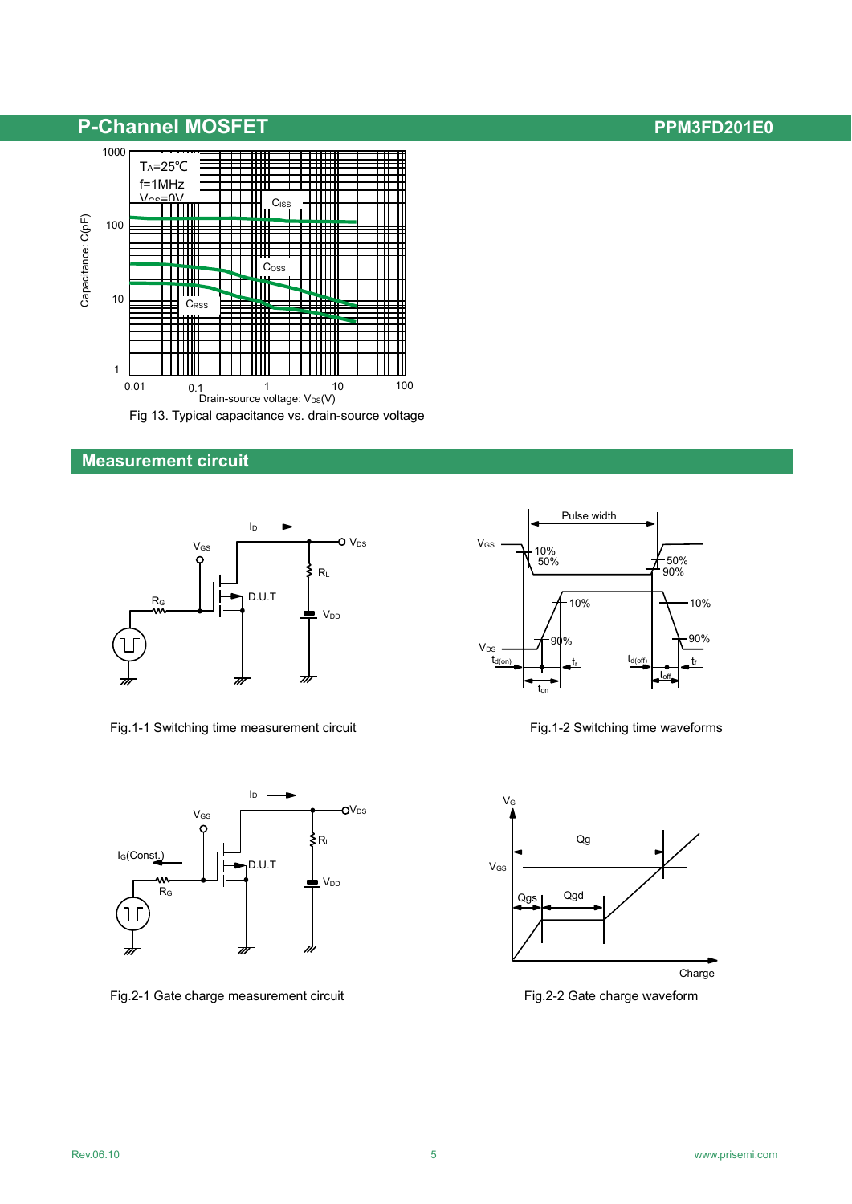1000

$T_A$=25℃

f=1MHz

$V_{GS}$=0V

$C_{ISS}$

100

$C_{OSS}$

Capacitance: C(pF)

10

$C_{RSS}$

1

0.01

0.1

1

10

100

Drain-source voltage: $V_{DS}$(V)

Fig 13. Typical capacitance vs. drain-source voltage

## Measurement circuit

$I_D$

$V_{GS}$

$V_{DS}$

$R_L$

$R_G$

D.U.T

$V_{DD}$

Fig.1-1 Switching time measurement circuit

Pulse width

$V_{GS}$

10%

50%

50%

90%

10%

10%

$V_{DS}$

90%

90%

$t_{d(on)}$

$t_r$

$t_{d(off)}$

$t_f$

$t_{on}$

$t_{off}$

Fig.1-2 Switching time waveforms

$I_D$

$V_{GS}$

$V_{DS}$

$R_L$

$I_G$(Const.)

D.U.T

$R_G$

$V_{DD}$

Fig.2-1 Gate charge measurement circuit

$V_G$

Qg

$V_{GS}$

Qgs

Qgd

Charge

Fig.2-2 Gate charge waveform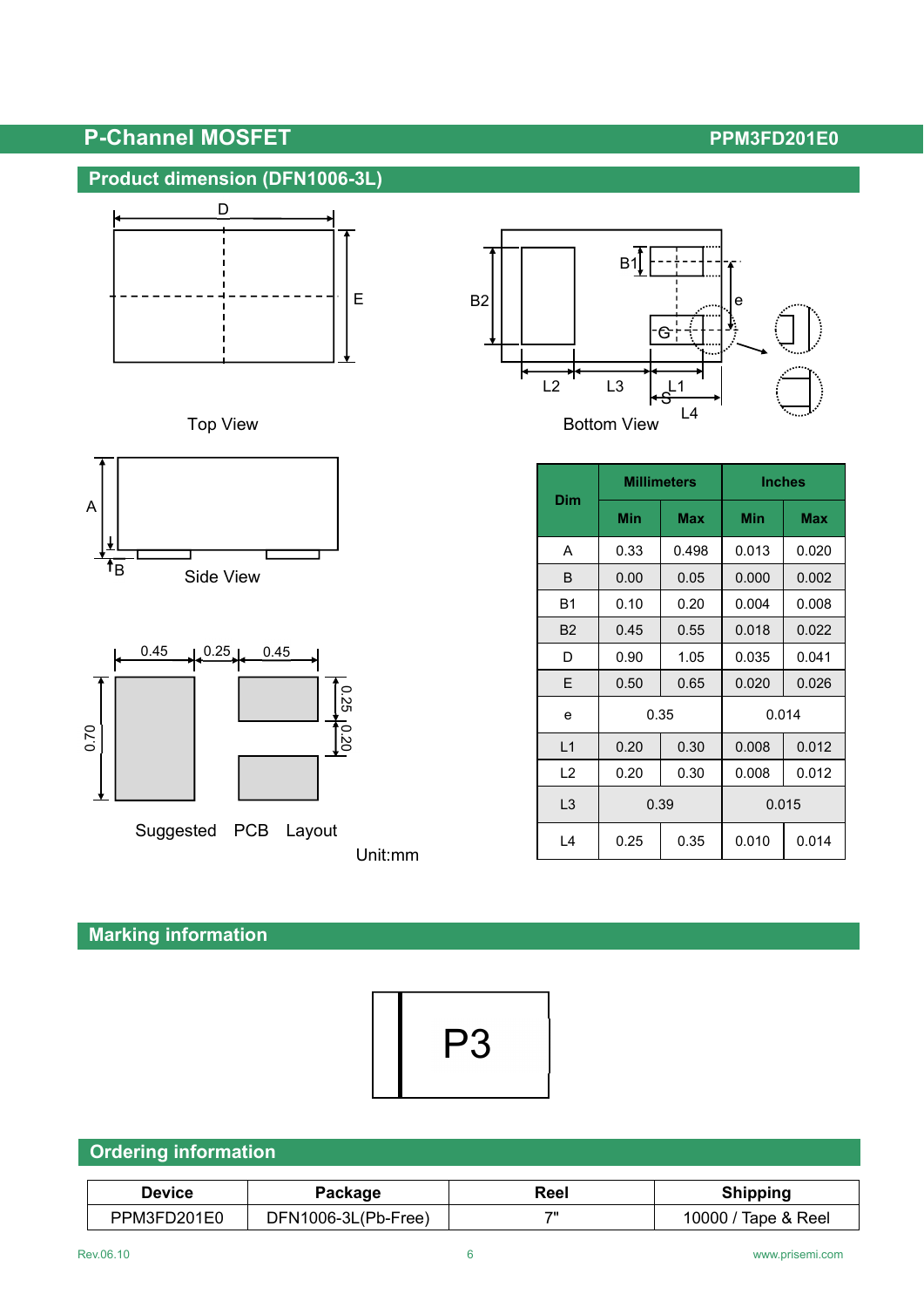## Product dimension (DFN1006-3L)

D

E

Top View

B1

B2

e

G

L2

L3

L1

S

L4

Bottom View

A

B

Side View

0.45

0.25

0.45

0.70

0.25

0.20

Suggested PCB Layout

Unit:mm

| Dim | Millimeters | | Inches | |
|---|---|---|---|---|
| | Min | Max | Min | Max |
| A | 0.33 | 0.498 | 0.013 | 0.020 |
| B | 0.00 | 0.05 | 0.000 | 0.002 |
| B1 | 0.10 | 0.20 | 0.004 | 0.008 |
| B2 | 0.45 | 0.55 | 0.018 | 0.022 |
| D | 0.90 | 1.05 | 0.035 | 0.041 |
| E | 0.50 | 0.65 | 0.020 | 0.026 |
| e | 0.35 | | 0.014 | |
| L1 | 0.20 | 0.30 | 0.008 | 0.012 |
| L2 | 0.20 | 0.30 | 0.008 | 0.012 |
| L3 | 0.39 | | 0.015 | |
| L4 | 0.25 | 0.35 | 0.010 | 0.014 |

## Marking information

P3

## Ordering information

| Device | Package | Reel | Shipping |
|---|---|---|---|
| PPM3FD201E0 | DFN1006-3L(Pb-Free) | 7" | 10000 / Tape & Reel |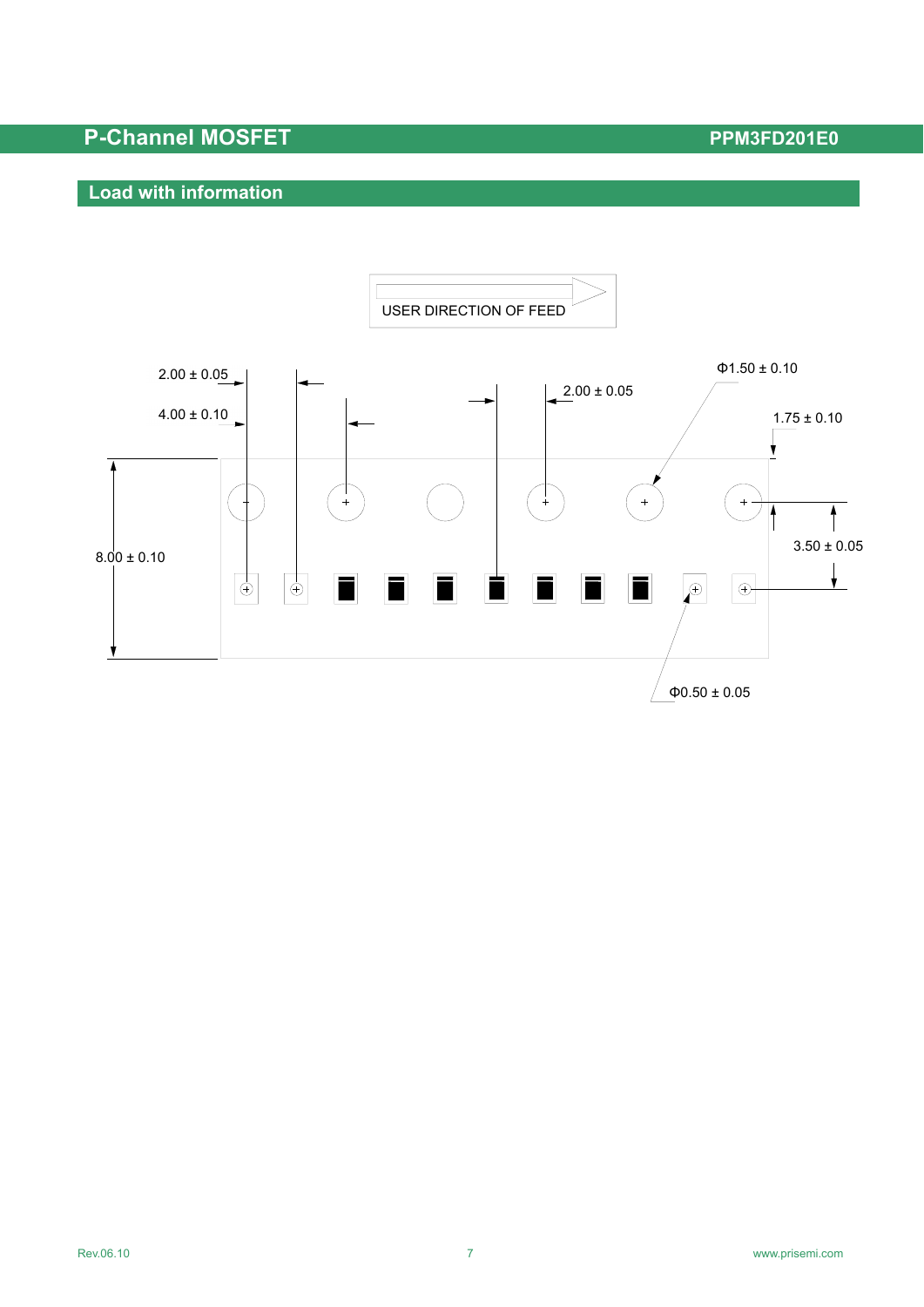## Load with information

USER DIRECTION OF FEED

2.00 ± 0.05

4.00 ± 0.10

2.00 ± 0.05

Φ1.50 ± 0.10

1.75 ± 0.10

8.00 ± 0.10

3.50 ± 0.05

Φ0.50 ± 0.05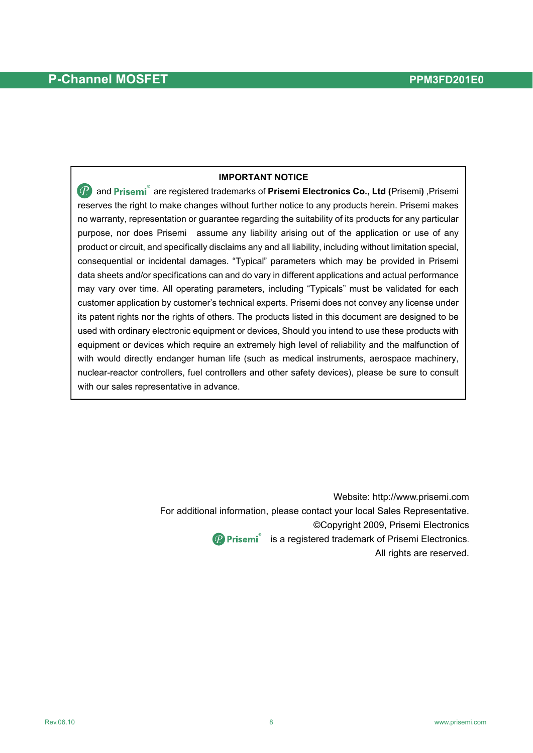## IMPORTANT NOTICE

and **Prisemi**® are registered trademarks of **Prisemi Electronics Co., Ltd (**Prisemi**)** ,Prisemi reserves the right to make changes without further notice to any products herein. Prisemi makes no warranty, representation or guarantee regarding the suitability of its products for any particular purpose, nor does Prisemi assume any liability arising out of the application or use of any product or circuit, and specifically disclaims any and all liability, including without limitation special, consequential or incidental damages. "Typical" parameters which may be provided in Prisemi data sheets and/or specifications can and do vary in different applications and actual performance may vary over time. All operating parameters, including "Typicals" must be validated for each customer application by customer's technical experts. Prisemi does not convey any license under its patent rights nor the rights of others. The products listed in this document are designed to be used with ordinary electronic equipment or devices, Should you intend to use these products with equipment or devices which require an extremely high level of reliability and the malfunction of with would directly endanger human life (such as medical instruments, aerospace machinery, nuclear-reactor controllers, fuel controllers and other safety devices), please be sure to consult with our sales representative in advance.

Website: http://www.prisemi.com

For additional information, please contact your local Sales Representative.

©Copyright 2009, Prisemi Electronics

Prisemi® is a registered trademark of Prisemi Electronics.

All rights are reserved.